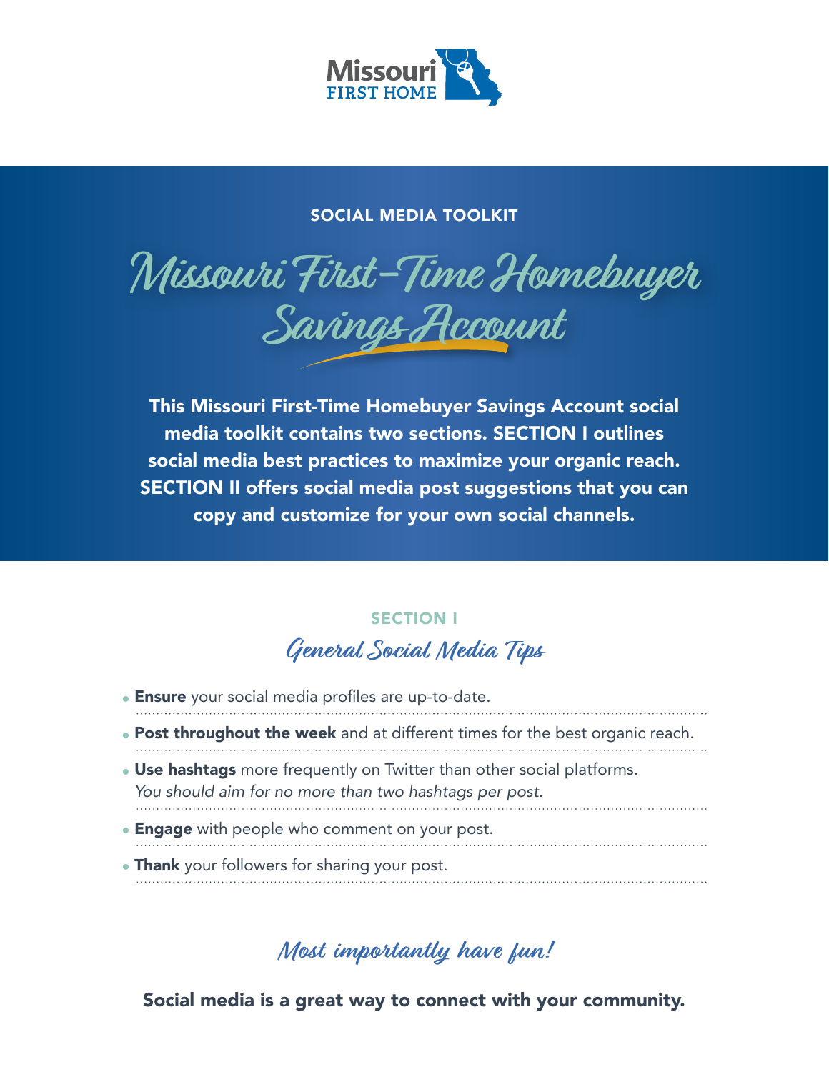Missouri FIRST HOME

SOCIAL MEDIA TOOLKIT

# Missouri First-Time Homebuyer Savings Account

**This Missouri First-Time Homebuyer Savings Account social media toolkit contains two sections. SECTION I outlines social media best practices to maximize your organic reach. SECTION II offers social media post suggestions that you can copy and customize for your own social channels.**

SECTION I

## General Social Media Tips

- **Ensure** your social media profiles are up-to-date.
- **Post throughout the week** and at different times for the best organic reach.
- **Use hashtags** more frequently on Twitter than other social platforms. *You should aim for no more than two hashtags per post.*
- **Engage** with people who comment on your post.
- **Thank** your followers for sharing your post.

*Most importantly have fun!*

**Social media is a great way to connect with your community.**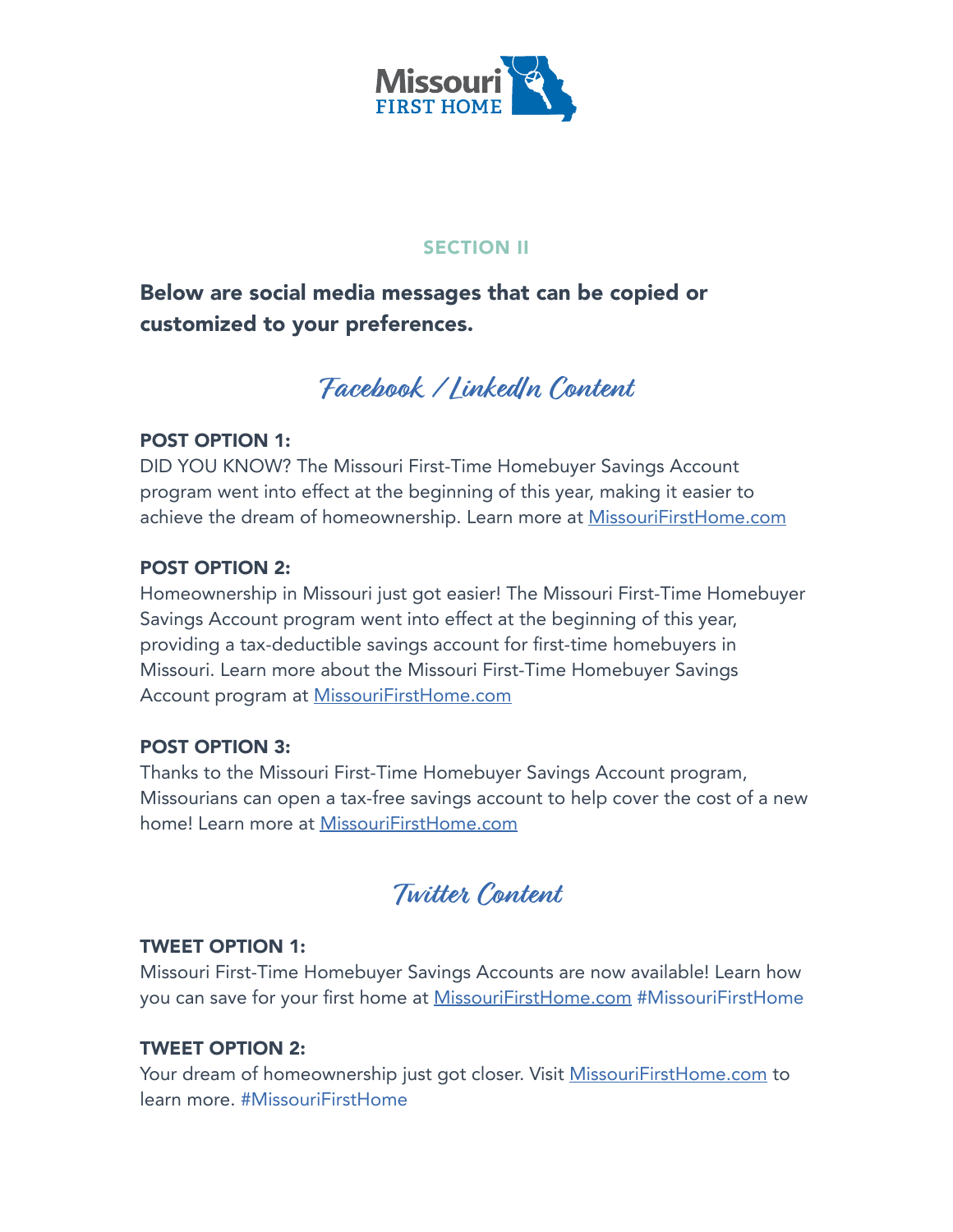Missouri FIRST HOME

SECTION II

## Below are social media messages that can be copied or customized to your preferences.

## Facebook / LinkedIn Content

**POST OPTION 1:**
DID YOU KNOW? The Missouri First-Time Homebuyer Savings Account program went into effect at the beginning of this year, making it easier to achieve the dream of homeownership. Learn more at MissouriFirstHome.com

**POST OPTION 2:**
Homeownership in Missouri just got easier! The Missouri First-Time Homebuyer Savings Account program went into effect at the beginning of this year, providing a tax-deductible savings account for first-time homebuyers in Missouri. Learn more about the Missouri First-Time Homebuyer Savings Account program at MissouriFirstHome.com

**POST OPTION 3:**
Thanks to the Missouri First-Time Homebuyer Savings Account program, Missourians can open a tax-free savings account to help cover the cost of a new home! Learn more at MissouriFirstHome.com

## Twitter Content

**TWEET OPTION 1:**
Missouri First-Time Homebuyer Savings Accounts are now available! Learn how you can save for your first home at MissouriFirstHome.com #MissouriFirstHome

**TWEET OPTION 2:**
Your dream of homeownership just got closer. Visit MissouriFirstHome.com to learn more. #MissouriFirstHome